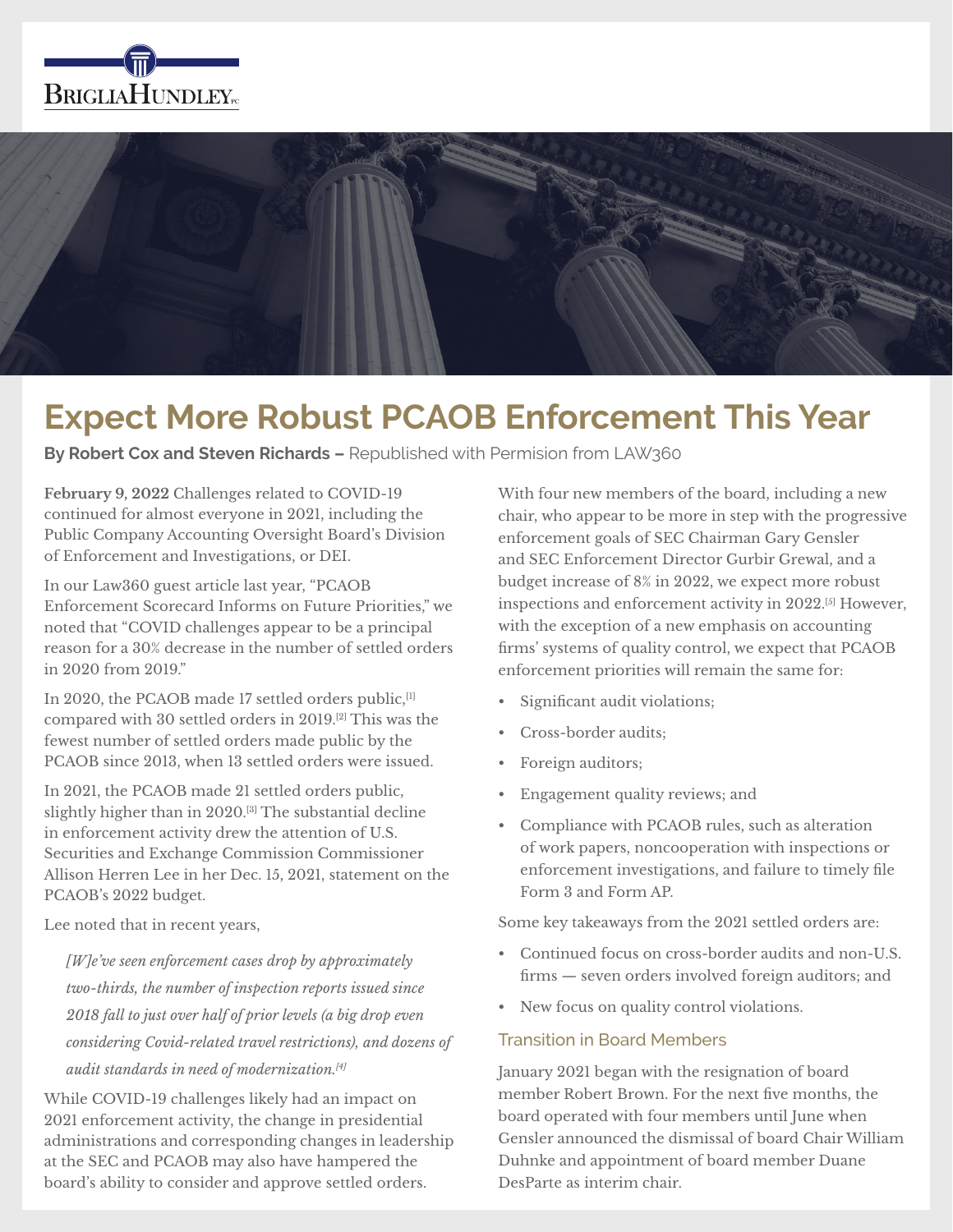BRIGLIAHUNDLEY PC

# Expect More Robust PCAOB Enforcement This Year

**By Robert Cox and Steven Richards –** Republished with Permision from LAW360

**February 9, 2022** Challenges related to COVID-19 continued for almost everyone in 2021, including the Public Company Accounting Oversight Board's Division of Enforcement and Investigations, or DEI.

In our Law360 guest article last year, "PCAOB Enforcement Scorecard Informs on Future Priorities," we noted that "COVID challenges appear to be a principal reason for a 30% decrease in the number of settled orders in 2020 from 2019."

In 2020, the PCAOB made 17 settled orders public,[1] compared with 30 settled orders in 2019.[2] This was the fewest number of settled orders made public by the PCAOB since 2013, when 13 settled orders were issued.

In 2021, the PCAOB made 21 settled orders public, slightly higher than in 2020.[3] The substantial decline in enforcement activity drew the attention of U.S. Securities and Exchange Commission Commissioner Allison Herren Lee in her Dec. 15, 2021, statement on the PCAOB's 2022 budget.

Lee noted that in recent years,

> *[W]e've seen enforcement cases drop by approximately two-thirds, the number of inspection reports issued since 2018 fall to just over half of prior levels (a big drop even considering Covid-related travel restrictions), and dozens of audit standards in need of modernization.[4]*

While COVID-19 challenges likely had an impact on 2021 enforcement activity, the change in presidential administrations and corresponding changes in leadership at the SEC and PCAOB may also have hampered the board's ability to consider and approve settled orders.

With four new members of the board, including a new chair, who appear to be more in step with the progressive enforcement goals of SEC Chairman Gary Gensler and SEC Enforcement Director Gurbir Grewal, and a budget increase of 8% in 2022, we expect more robust inspections and enforcement activity in 2022.[5] However, with the exception of a new emphasis on accounting firms' systems of quality control, we expect that PCAOB enforcement priorities will remain the same for:

- Significant audit violations;
- Cross-border audits;
- Foreign auditors;
- Engagement quality reviews; and
- Compliance with PCAOB rules, such as alteration of work papers, noncooperation with inspections or enforcement investigations, and failure to timely file Form 3 and Form AP.

Some key takeaways from the 2021 settled orders are:

- Continued focus on cross-border audits and non-U.S. firms — seven orders involved foreign auditors; and
- New focus on quality control violations.

## Transition in Board Members

January 2021 began with the resignation of board member Robert Brown. For the next five months, the board operated with four members until June when Gensler announced the dismissal of board Chair William Duhnke and appointment of board member Duane DesParte as interim chair.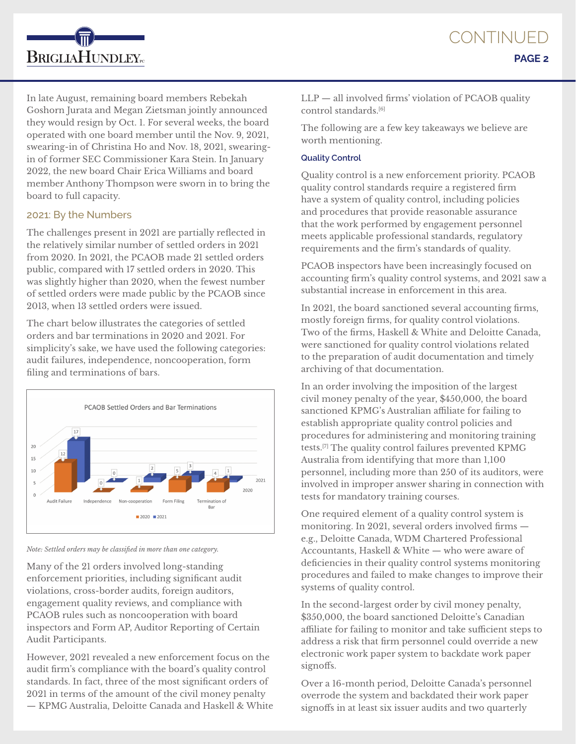In late August, remaining board members Rebekah Goshorn Jurata and Megan Zietsman jointly announced they would resign by Oct. 1. For several weeks, the board operated with one board member until the Nov. 9, 2021, swearing-in of Christina Ho and Nov. 18, 2021, swearing-in of former SEC Commissioner Kara Stein. In January 2022, the new board Chair Erica Williams and board member Anthony Thompson were sworn in to bring the board to full capacity.

## 2021: By the Numbers

The challenges present in 2021 are partially reflected in the relatively similar number of settled orders in 2021 from 2020. In 2021, the PCAOB made 21 settled orders public, compared with 17 settled orders in 2020. This was slightly higher than 2020, when the fewest number of settled orders were made public by the PCAOB since 2013, when 13 settled orders were issued.

The chart below illustrates the categories of settled orders and bar terminations in 2020 and 2021. For simplicity's sake, we have used the following categories: audit failures, independence, noncooperation, form filing and terminations of bars.

**PCAOB Settled Orders and Bar Terminations**

| | 2020 | 2021 |
|---|---|---|
| Audit Failure | 12 | 17 |
| Independence | 0 | 0 |
| Non-cooperation | 1 | 2 |
| Form Filing | 5 | 3 |
| Termination of Bar | 4 | 1 |

*Note: Settled orders may be classified in more than one category.*

Many of the 21 orders involved long-standing enforcement priorities, including significant audit violations, cross-border audits, foreign auditors, engagement quality reviews, and compliance with PCAOB rules such as noncooperation with board inspectors and Form AP, Auditor Reporting of Certain Audit Participants.

However, 2021 revealed a new enforcement focus on the audit firm's compliance with the board's quality control standards. In fact, three of the most significant orders of 2021 in terms of the amount of the civil money penalty — KPMG Australia, Deloitte Canada and Haskell & White LLP — all involved firms' violation of PCAOB quality control standards.[6]

The following are a few key takeaways we believe are worth mentioning.

### Quality Control

Quality control is a new enforcement priority. PCAOB quality control standards require a registered firm have a system of quality control, including policies and procedures that provide reasonable assurance that the work performed by engagement personnel meets applicable professional standards, regulatory requirements and the firm's standards of quality.

PCAOB inspectors have been increasingly focused on accounting firm's quality control systems, and 2021 saw a substantial increase in enforcement in this area.

In 2021, the board sanctioned several accounting firms, mostly foreign firms, for quality control violations. Two of the firms, Haskell & White and Deloitte Canada, were sanctioned for quality control violations related to the preparation of audit documentation and timely archiving of that documentation.

In an order involving the imposition of the largest civil money penalty of the year, $450,000, the board sanctioned KPMG's Australian affiliate for failing to establish appropriate quality control policies and procedures for administering and monitoring training tests.[7] The quality control failures prevented KPMG Australia from identifying that more than 1,100 personnel, including more than 250 of its auditors, were involved in improper answer sharing in connection with tests for mandatory training courses.

One required element of a quality control system is monitoring. In 2021, several orders involved firms — e.g., Deloitte Canada, WDM Chartered Professional Accountants, Haskell & White — who were aware of deficiencies in their quality control systems monitoring procedures and failed to make changes to improve their systems of quality control.

In the second-largest order by civil money penalty, $350,000, the board sanctioned Deloitte's Canadian affiliate for failing to monitor and take sufficient steps to address a risk that firm personnel could override a new electronic work paper system to backdate work paper signoffs.

Over a 16-month period, Deloitte Canada's personnel overrode the system and backdated their work paper signoffs in at least six issuer audits and two quarterly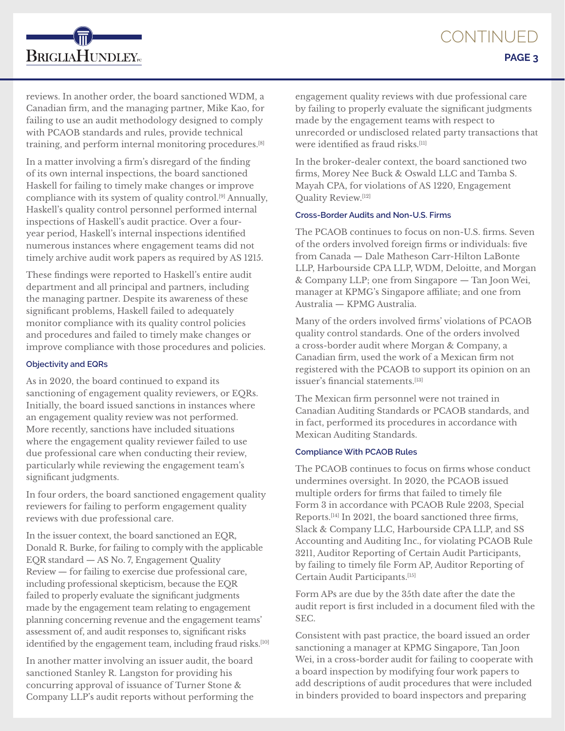reviews. In another order, the board sanctioned WDM, a Canadian firm, and the managing partner, Mike Kao, for failing to use an audit methodology designed to comply with PCAOB standards and rules, provide technical training, and perform internal monitoring procedures.[8]

In a matter involving a firm's disregard of the finding of its own internal inspections, the board sanctioned Haskell for failing to timely make changes or improve compliance with its system of quality control.[9] Annually, Haskell's quality control personnel performed internal inspections of Haskell's audit practice. Over a four-year period, Haskell's internal inspections identified numerous instances where engagement teams did not timely archive audit work papers as required by AS 1215.

These findings were reported to Haskell's entire audit department and all principal and partners, including the managing partner. Despite its awareness of these significant problems, Haskell failed to adequately monitor compliance with its quality control policies and procedures and failed to timely make changes or improve compliance with those procedures and policies.

#### Objectivity and EQRs

As in 2020, the board continued to expand its sanctioning of engagement quality reviewers, or EQRs. Initially, the board issued sanctions in instances where an engagement quality review was not performed. More recently, sanctions have included situations where the engagement quality reviewer failed to use due professional care when conducting their review, particularly while reviewing the engagement team's significant judgments.

In four orders, the board sanctioned engagement quality reviewers for failing to perform engagement quality reviews with due professional care.

In the issuer context, the board sanctioned an EQR, Donald R. Burke, for failing to comply with the applicable EQR standard — AS No. 7, Engagement Quality Review — for failing to exercise due professional care, including professional skepticism, because the EQR failed to properly evaluate the significant judgments made by the engagement team relating to engagement planning concerning revenue and the engagement teams' assessment of, and audit responses to, significant risks identified by the engagement team, including fraud risks.[10]

In another matter involving an issuer audit, the board sanctioned Stanley R. Langston for providing his concurring approval of issuance of Turner Stone & Company LLP's audit reports without performing the engagement quality reviews with due professional care by failing to properly evaluate the significant judgments made by the engagement teams with respect to unrecorded or undisclosed related party transactions that were identified as fraud risks.[11]

In the broker-dealer context, the board sanctioned two firms, Morey Nee Buck & Oswald LLC and Tamba S. Mayah CPA, for violations of AS 1220, Engagement Quality Review.[12]

#### Cross-Border Audits and Non-U.S. Firms

The PCAOB continues to focus on non-U.S. firms. Seven of the orders involved foreign firms or individuals: five from Canada — Dale Matheson Carr-Hilton LaBonte LLP, Harbourside CPA LLP, WDM, Deloitte, and Morgan & Company LLP; one from Singapore — Tan Joon Wei, manager at KPMG's Singapore affiliate; and one from Australia — KPMG Australia.

Many of the orders involved firms' violations of PCAOB quality control standards. One of the orders involved a cross-border audit where Morgan & Company, a Canadian firm, used the work of a Mexican firm not registered with the PCAOB to support its opinion on an issuer's financial statements.[13]

The Mexican firm personnel were not trained in Canadian Auditing Standards or PCAOB standards, and in fact, performed its procedures in accordance with Mexican Auditing Standards.

#### Compliance With PCAOB Rules

The PCAOB continues to focus on firms whose conduct undermines oversight. In 2020, the PCAOB issued multiple orders for firms that failed to timely file Form 3 in accordance with PCAOB Rule 2203, Special Reports.[14] In 2021, the board sanctioned three firms, Slack & Company LLC, Harbourside CPA LLP, and SS Accounting and Auditing Inc., for violating PCAOB Rule 3211, Auditor Reporting of Certain Audit Participants, by failing to timely file Form AP, Auditor Reporting of Certain Audit Participants.[15]

Form APs are due by the 35th date after the date the audit report is first included in a document filed with the SEC.

Consistent with past practice, the board issued an order sanctioning a manager at KPMG Singapore, Tan Joon Wei, in a cross-border audit for failing to cooperate with a board inspection by modifying four work papers to add descriptions of audit procedures that were included in binders provided to board inspectors and preparing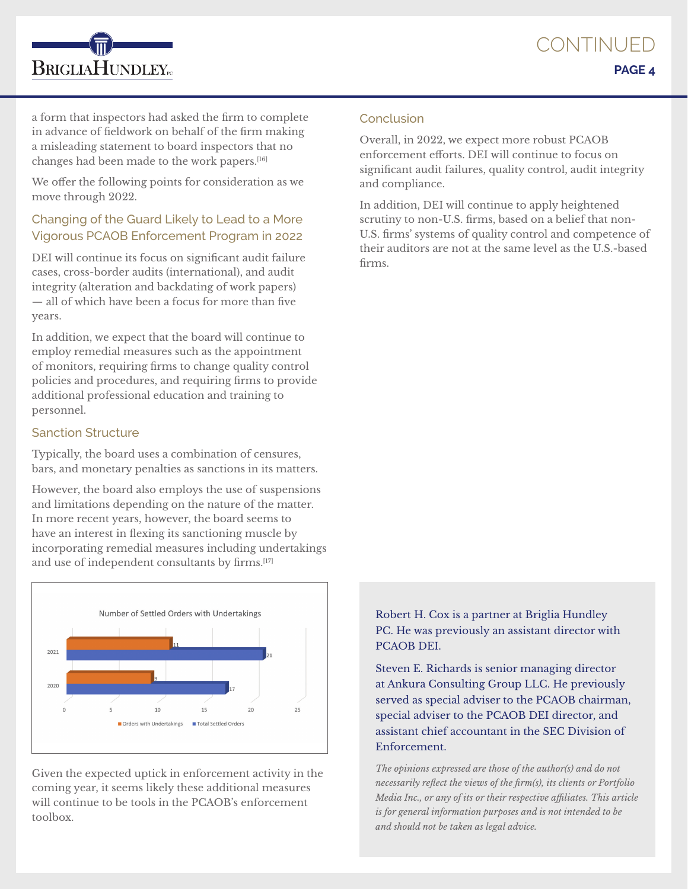a form that inspectors had asked the firm to complete in advance of fieldwork on behalf of the firm making a misleading statement to board inspectors that no changes had been made to the work papers.[16]

We offer the following points for consideration as we move through 2022.

## Changing of the Guard Likely to Lead to a More Vigorous PCAOB Enforcement Program in 2022

DEI will continue its focus on significant audit failure cases, cross-border audits (international), and audit integrity (alteration and backdating of work papers) — all of which have been a focus for more than five years.

In addition, we expect that the board will continue to employ remedial measures such as the appointment of monitors, requiring firms to change quality control policies and procedures, and requiring firms to provide additional professional education and training to personnel.

## Sanction Structure

Typically, the board uses a combination of censures, bars, and monetary penalties as sanctions in its matters.

However, the board also employs the use of suspensions and limitations depending on the nature of the matter. In more recent years, however, the board seems to have an interest in flexing its sanctioning muscle by incorporating remedial measures including undertakings and use of independent consultants by firms.[17]

**Number of Settled Orders with Undertakings**

| Year | Orders with Undertakings | Total Settled Orders |
| --- | --- | --- |
| 2021 | 11 | 21 |
| 2020 | 9 | 17 |

Given the expected uptick in enforcement activity in the coming year, it seems likely these additional measures will continue to be tools in the PCAOB's enforcement toolbox.

## Conclusion

Overall, in 2022, we expect more robust PCAOB enforcement efforts. DEI will continue to focus on significant audit failures, quality control, audit integrity and compliance.

In addition, DEI will continue to apply heightened scrutiny to non-U.S. firms, based on a belief that non-U.S. firms' systems of quality control and competence of their auditors are not at the same level as the U.S.-based firms.

Robert H. Cox is a partner at Briglia Hundley PC. He was previously an assistant director with PCAOB DEI.

Steven E. Richards is senior managing director at Ankura Consulting Group LLC. He previously served as special adviser to the PCAOB chairman, special adviser to the PCAOB DEI director, and assistant chief accountant in the SEC Division of Enforcement.

*The opinions expressed are those of the author(s) and do not necessarily reflect the views of the firm(s), its clients or Portfolio Media Inc., or any of its or their respective affiliates. This article is for general information purposes and is not intended to be and should not be taken as legal advice.*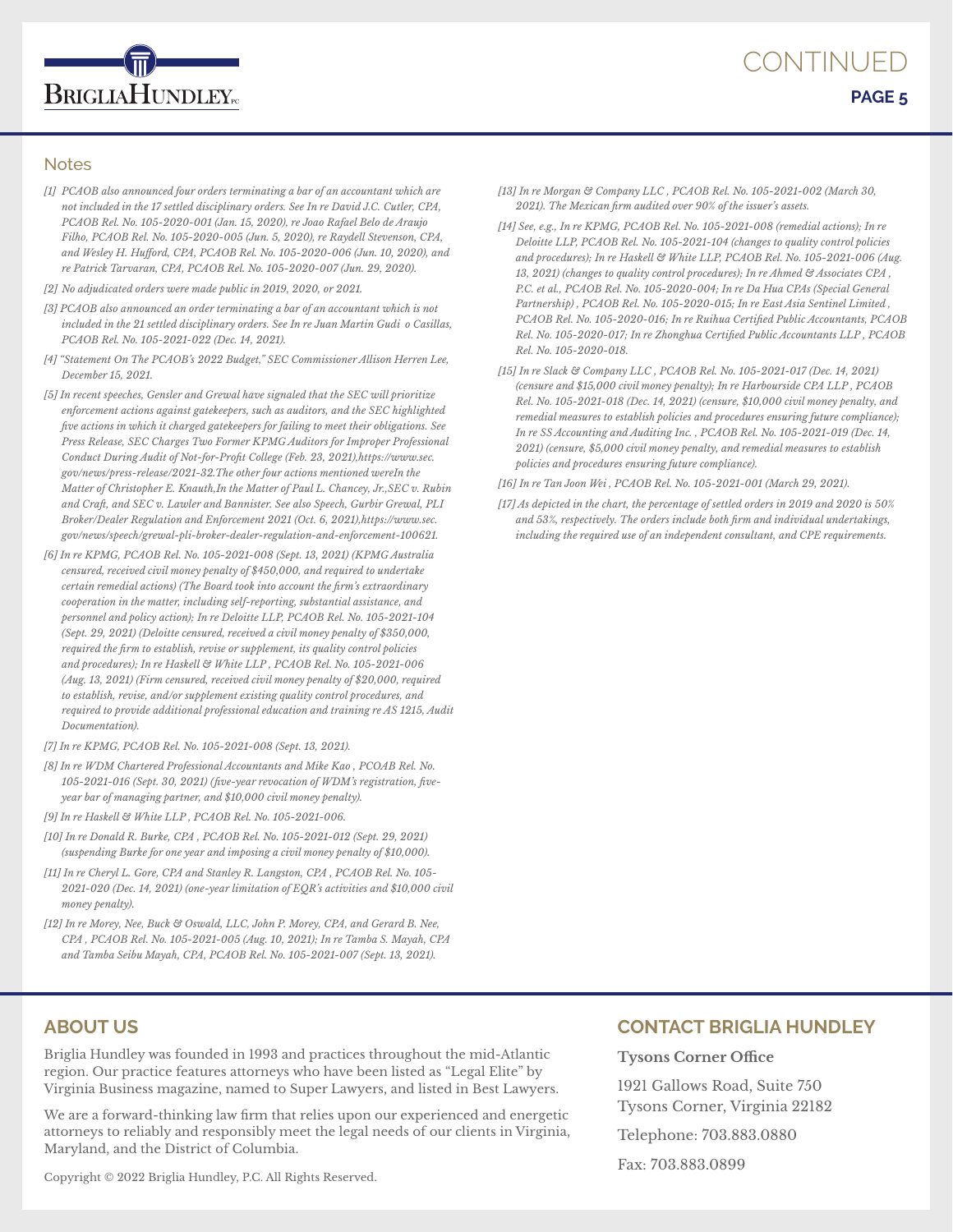## Notes

*[1] PCAOB also announced four orders terminating a bar of an accountant which are not included in the 17 settled disciplinary orders. See In re David J.C. Cutler, CPA, PCAOB Rel. No. 105-2020-001 (Jan. 15, 2020), re Joao Rafael Belo de Araujo Filho, PCAOB Rel. No. 105-2020-005 (Jun. 5, 2020), re Raydell Stevenson, CPA, and Wesley H. Hufford, CPA, PCAOB Rel. No. 105-2020-006 (Jun. 10, 2020), and re Patrick Tarvaran, CPA, PCAOB Rel. No. 105-2020-007 (Jun. 29, 2020).*

*[2] No adjudicated orders were made public in 2019, 2020, or 2021.*

*[3] PCAOB also announced an order terminating a bar of an accountant which is not included in the 21 settled disciplinary orders. See In re Juan Martin Gudi o Casillas, PCAOB Rel. No. 105-2021-022 (Dec. 14, 2021).*

*[4] "Statement On The PCAOB's 2022 Budget," SEC Commissioner Allison Herren Lee, December 15, 2021.*

*[5] In recent speeches, Gensler and Grewal have signaled that the SEC will prioritize enforcement actions against gatekeepers, such as auditors, and the SEC highlighted five actions in which it charged gatekeepers for failing to meet their obligations. See Press Release, SEC Charges Two Former KPMG Auditors for Improper Professional Conduct During Audit of Not-for-Profit College (Feb. 23, 2021),https://www.sec.gov/news/press-release/2021-32.The other four actions mentioned wereIn the Matter of Christopher E. Knauth,In the Matter of Paul L. Chancey, Jr.,SEC v. Rubin and Craft, and SEC v. Lawler and Bannister. See also Speech, Gurbir Grewal, PLI Broker/Dealer Regulation and Enforcement 2021 (Oct. 6, 2021),https://www.sec.gov/news/speech/grewal-pli-broker-dealer-regulation-and-enforcement-100621.*

*[6] In re KPMG, PCAOB Rel. No. 105-2021-008 (Sept. 13, 2021) (KPMG Australia censured, received civil money penalty of $450,000, and required to undertake certain remedial actions) (The Board took into account the firm's extraordinary cooperation in the matter, including self-reporting, substantial assistance, and personnel and policy action); In re Deloitte LLP, PCAOB Rel. No. 105-2021-104 (Sept. 29, 2021) (Deloitte censured, received a civil money penalty of $350,000, required the firm to establish, revise or supplement, its quality control policies and procedures); In re Haskell & White LLP , PCAOB Rel. No. 105-2021-006 (Aug. 13, 2021) (Firm censured, received civil money penalty of $20,000, required to establish, revise, and/or supplement existing quality control procedures, and required to provide additional professional education and training re AS 1215, Audit Documentation).*

*[7] In re KPMG, PCAOB Rel. No. 105-2021-008 (Sept. 13, 2021).*

*[8] In re WDM Chartered Professional Accountants and Mike Kao , PCOAB Rel. No. 105-2021-016 (Sept. 30, 2021) (five-year revocation of WDM's registration, five-year bar of managing partner, and $10,000 civil money penalty).*

*[9] In re Haskell & White LLP , PCAOB Rel. No. 105-2021-006.*

*[10] In re Donald R. Burke, CPA , PCAOB Rel. No. 105-2021-012 (Sept. 29, 2021) (suspending Burke for one year and imposing a civil money penalty of $10,000).*

*[11] In re Cheryl L. Gore, CPA and Stanley R. Langston, CPA , PCAOB Rel. No. 105-2021-020 (Dec. 14, 2021) (one-year limitation of EQR's activities and $10,000 civil money penalty).*

*[12] In re Morey, Nee, Buck & Oswald, LLC, John P. Morey, CPA, and Gerard B. Nee, CPA , PCAOB Rel. No. 105-2021-005 (Aug. 10, 2021); In re Tamba S. Mayah, CPA and Tamba Seibu Mayah, CPA, PCAOB Rel. No. 105-2021-007 (Sept. 13, 2021).*

*[13] In re Morgan & Company LLC , PCAOB Rel. No. 105-2021-002 (March 30, 2021). The Mexican firm audited over 90% of the issuer's assets.*

*[14] See, e.g., In re KPMG, PCAOB Rel. No. 105-2021-008 (remedial actions); In re Deloitte LLP, PCAOB Rel. No. 105-2021-104 (changes to quality control policies and procedures); In re Haskell & White LLP, PCAOB Rel. No. 105-2021-006 (Aug. 13, 2021) (changes to quality control procedures); In re Ahmed & Associates CPA , P.C. et al., PCAOB Rel. No. 105-2020-004; In re Da Hua CPAs (Special General Partnership) , PCAOB Rel. No. 105-2020-015; In re East Asia Sentinel Limited , PCAOB Rel. No. 105-2020-016; In re Ruihua Certified Public Accountants, PCAOB Rel. No. 105-2020-017; In re Zhonghua Certified Public Accountants LLP , PCAOB Rel. No. 105-2020-018.*

*[15] In re Slack & Company LLC , PCAOB Rel. No. 105-2021-017 (Dec. 14, 2021) (censure and $15,000 civil money penalty); In re Harbourside CPA LLP , PCAOB Rel. No. 105-2021-018 (Dec. 14, 2021) (censure, $10,000 civil money penalty, and remedial measures to establish policies and procedures ensuring future compliance); In re SS Accounting and Auditing Inc. , PCAOB Rel. No. 105-2021-019 (Dec. 14, 2021) (censure, $5,000 civil money penalty, and remedial measures to establish policies and procedures ensuring future compliance).*

*[16] In re Tan Joon Wei , PCAOB Rel. No. 105-2021-001 (March 29, 2021).*

*[17] As depicted in the chart, the percentage of settled orders in 2019 and 2020 is 50% and 53%, respectively. The orders include both firm and individual undertakings, including the required use of an independent consultant, and CPE requirements.*

## ABOUT US

Briglia Hundley was founded in 1993 and practices throughout the mid-Atlantic region. Our practice features attorneys who have been listed as "Legal Elite" by Virginia Business magazine, named to Super Lawyers, and listed in Best Lawyers.

We are a forward-thinking law firm that relies upon our experienced and energetic attorneys to reliably and responsibly meet the legal needs of our clients in Virginia, Maryland, and the District of Columbia.

Copyright © 2022 Briglia Hundley, P.C. All Rights Reserved.

## CONTACT BRIGLIA HUNDLEY

**Tysons Corner Office**

1921 Gallows Road, Suite 750
Tysons Corner, Virginia 22182

Telephone: 703.883.0880

Fax: 703.883.0899